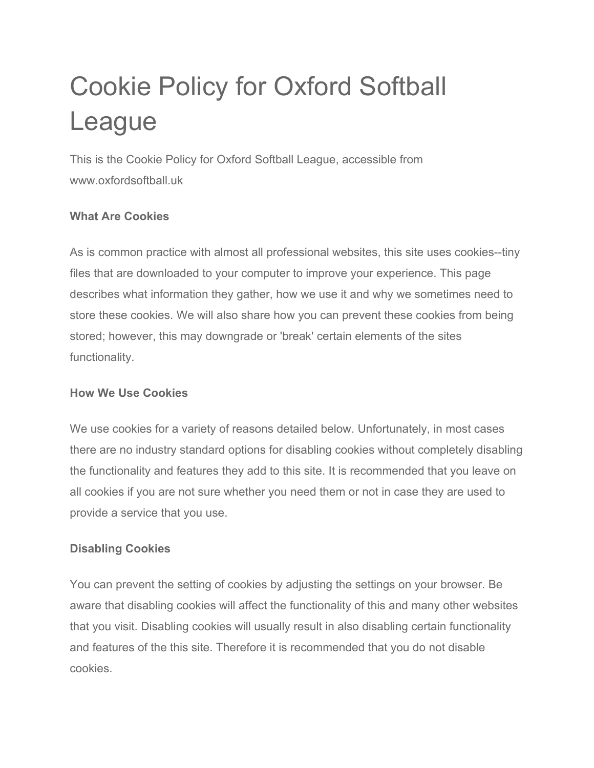# Cookie Policy for Oxford Softball League

This is the Cookie Policy for Oxford Softball League, accessible from www.oxfordsoftball.uk

**What Are Cookies**

As is common practice with almost all professional websites, this site uses cookies--tiny files that are downloaded to your computer to improve your experience. This page describes what information they gather, how we use it and why we sometimes need to store these cookies. We will also share how you can prevent these cookies from being stored; however, this may downgrade or 'break' certain elements of the sites functionality.

**How We Use Cookies**

We use cookies for a variety of reasons detailed below. Unfortunately, in most cases there are no industry standard options for disabling cookies without completely disabling the functionality and features they add to this site. It is recommended that you leave on all cookies if you are not sure whether you need them or not in case they are used to provide a service that you use.

**Disabling Cookies**

You can prevent the setting of cookies by adjusting the settings on your browser. Be aware that disabling cookies will affect the functionality of this and many other websites that you visit. Disabling cookies will usually result in also disabling certain functionality and features of the this site. Therefore it is recommended that you do not disable cookies.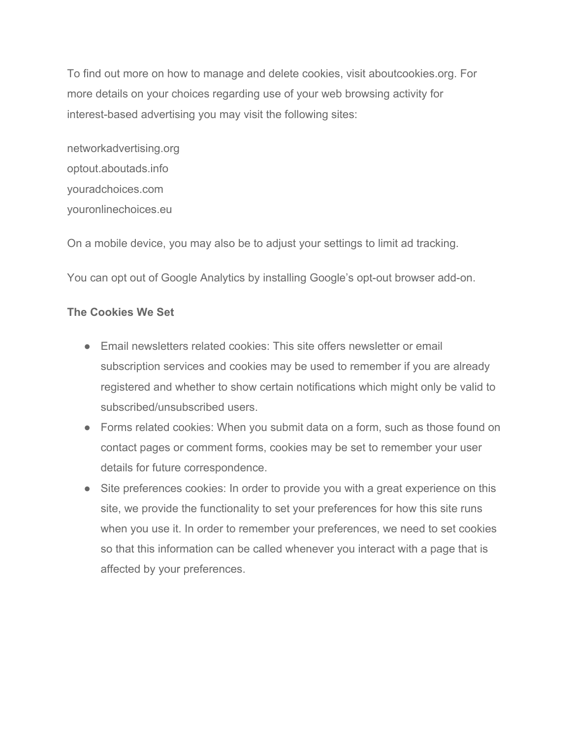To find out more on how to manage and delete cookies, visit aboutcookies.org. For more details on your choices regarding use of your web browsing activity for interest-based advertising you may visit the following sites:

networkadvertising.org
optout.aboutads.info
youradchoices.com
youronlinechoices.eu

On a mobile device, you may also be to adjust your settings to limit ad tracking.

You can opt out of Google Analytics by installing Google's opt-out browser add-on.

**The Cookies We Set**

- Email newsletters related cookies: This site offers newsletter or email subscription services and cookies may be used to remember if you are already registered and whether to show certain notifications which might only be valid to subscribed/unsubscribed users.
- Forms related cookies: When you submit data on a form, such as those found on contact pages or comment forms, cookies may be set to remember your user details for future correspondence.
- Site preferences cookies: In order to provide you with a great experience on this site, we provide the functionality to set your preferences for how this site runs when you use it. In order to remember your preferences, we need to set cookies so that this information can be called whenever you interact with a page that is affected by your preferences.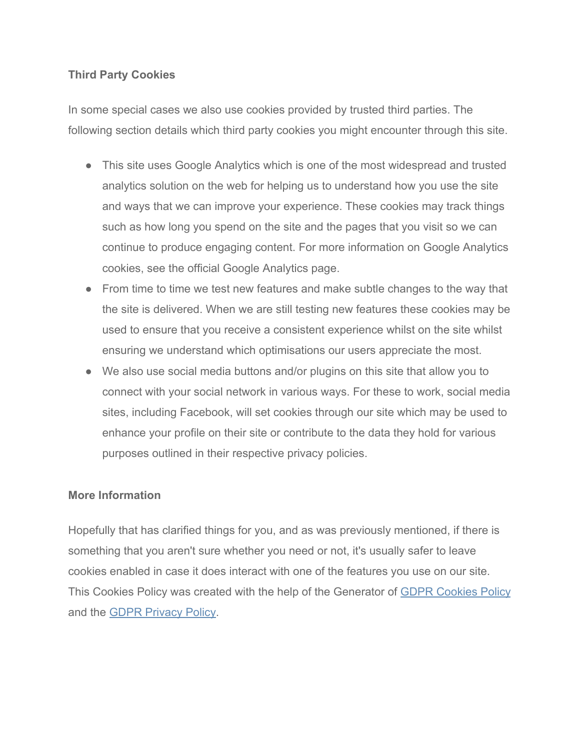### Third Party Cookies

In some special cases we also use cookies provided by trusted third parties. The following section details which third party cookies you might encounter through this site.

- This site uses Google Analytics which is one of the most widespread and trusted analytics solution on the web for helping us to understand how you use the site and ways that we can improve your experience. These cookies may track things such as how long you spend on the site and the pages that you visit so we can continue to produce engaging content. For more information on Google Analytics cookies, see the official Google Analytics page.
- From time to time we test new features and make subtle changes to the way that the site is delivered. When we are still testing new features these cookies may be used to ensure that you receive a consistent experience whilst on the site whilst ensuring we understand which optimisations our users appreciate the most.
- We also use social media buttons and/or plugins on this site that allow you to connect with your social network in various ways. For these to work, social media sites, including Facebook, will set cookies through our site which may be used to enhance your profile on their site or contribute to the data they hold for various purposes outlined in their respective privacy policies.

### More Information

Hopefully that has clarified things for you, and as was previously mentioned, if there is something that you aren't sure whether you need or not, it's usually safer to leave cookies enabled in case it does interact with one of the features you use on our site. This Cookies Policy was created with the help of the Generator of [GDPR Cookies Policy]() and the [GDPR Privacy Policy]().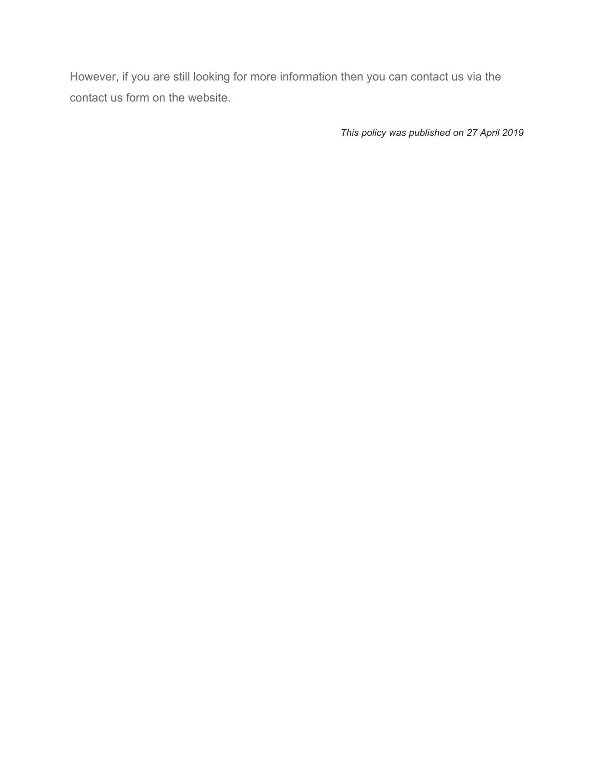However, if you are still looking for more information then you can contact us via the contact us form on the website.

*This policy was published on 27 April 2019*